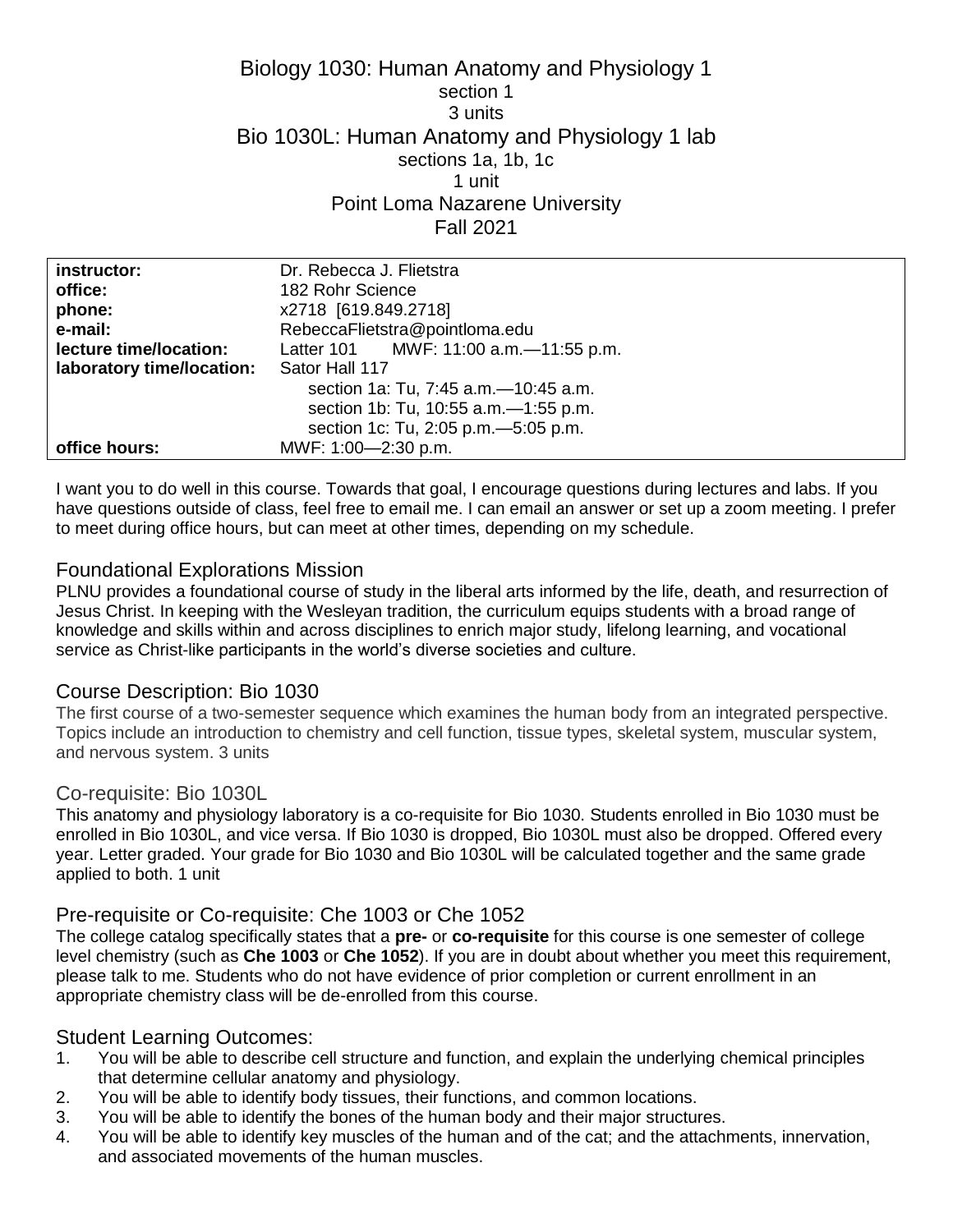# Biology 1030: Human Anatomy and Physiology 1

section 1
3 units

# Bio 1030L: Human Anatomy and Physiology 1 lab

sections 1a, 1b, 1c
1 unit

Point Loma Nazarene University
Fall 2021

| | |
|---|---|
| **instructor:** | Dr. Rebecca J. Flietstra |
| **office:** | 182 Rohr Science |
| **phone:** | x2718 [619.849.2718] |
| **e-mail:** | RebeccaFlietstra@pointloma.edu |
| **lecture time/location:** | Latter 101 MWF: 11:00 a.m.—11:55 p.m. |
| **laboratory time/location:** | Sator Hall 117<br>section 1a: Tu, 7:45 a.m.—10:45 a.m.<br>section 1b: Tu, 10:55 a.m.—1:55 p.m.<br>section 1c: Tu, 2:05 p.m.—5:05 p.m. |
| **office hours:** | MWF: 1:00—2:30 p.m. |

I want you to do well in this course. Towards that goal, I encourage questions during lectures and labs. If you have questions outside of class, feel free to email me. I can email an answer or set up a zoom meeting. I prefer to meet during office hours, but can meet at other times, depending on my schedule.

## Foundational Explorations Mission

PLNU provides a foundational course of study in the liberal arts informed by the life, death, and resurrection of Jesus Christ. In keeping with the Wesleyan tradition, the curriculum equips students with a broad range of knowledge and skills within and across disciplines to enrich major study, lifelong learning, and vocational service as Christ-like participants in the world's diverse societies and culture.

## Course Description: Bio 1030

The first course of a two-semester sequence which examines the human body from an integrated perspective. Topics include an introduction to chemistry and cell function, tissue types, skeletal system, muscular system, and nervous system. 3 units

## Co-requisite: Bio 1030L

This anatomy and physiology laboratory is a co-requisite for Bio 1030. Students enrolled in Bio 1030 must be enrolled in Bio 1030L, and vice versa. If Bio 1030 is dropped, Bio 1030L must also be dropped. Offered every year. Letter graded. Your grade for Bio 1030 and Bio 1030L will be calculated together and the same grade applied to both. 1 unit

## Pre-requisite or Co-requisite: Che 1003 or Che 1052

The college catalog specifically states that a **pre-** or **co-requisite** for this course is one semester of college level chemistry (such as **Che 1003** or **Che 1052**). If you are in doubt about whether you meet this requirement, please talk to me. Students who do not have evidence of prior completion or current enrollment in an appropriate chemistry class will be de-enrolled from this course.

## Student Learning Outcomes:

1. You will be able to describe cell structure and function, and explain the underlying chemical principles that determine cellular anatomy and physiology.
2. You will be able to identify body tissues, their functions, and common locations.
3. You will be able to identify the bones of the human body and their major structures.
4. You will be able to identify key muscles of the human and of the cat; and the attachments, innervation, and associated movements of the human muscles.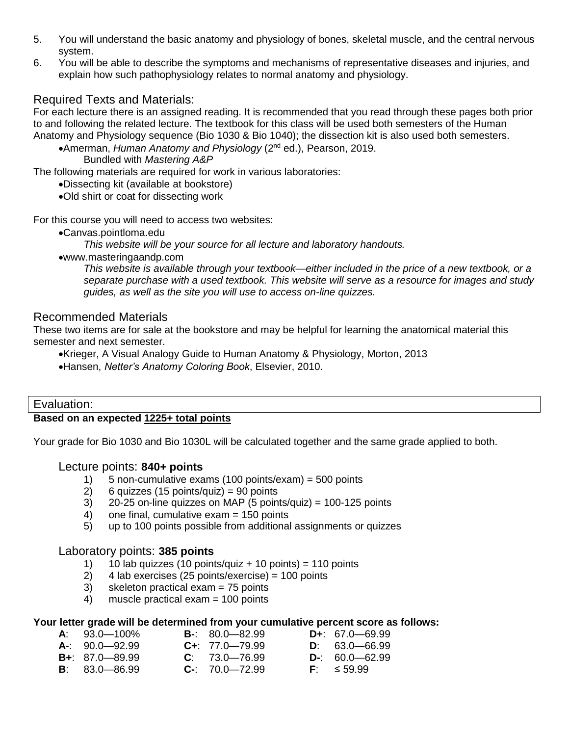5. You will understand the basic anatomy and physiology of bones, skeletal muscle, and the central nervous system.
6. You will be able to describe the symptoms and mechanisms of representative diseases and injuries, and explain how such pathophysiology relates to normal anatomy and physiology.

## Required Texts and Materials:

For each lecture there is an assigned reading. It is recommended that you read through these pages both prior to and following the related lecture. The textbook for this class will be used both semesters of the Human Anatomy and Physiology sequence (Bio 1030 & Bio 1040); the dissection kit is also used both semesters.

- Amerman, *Human Anatomy and Physiology* (2nd ed.), Pearson, 2019.
  Bundled with *Mastering A&P*

The following materials are required for work in various laboratories:

- Dissecting kit (available at bookstore)
- Old shirt or coat for dissecting work

For this course you will need to access two websites:

- Canvas.pointloma.edu
  *This website will be your source for all lecture and laboratory handouts.*
- www.masteringaandp.com
  *This website is available through your textbook—either included in the price of a new textbook, or a separate purchase with a used textbook. This website will serve as a resource for images and study guides, as well as the site you will use to access on-line quizzes.*

## Recommended Materials

These two items are for sale at the bookstore and may be helpful for learning the anatomical material this semester and next semester.

- Krieger, A Visual Analogy Guide to Human Anatomy & Physiology, Morton, 2013
- Hansen, *Netter's Anatomy Coloring Book*, Elsevier, 2010.

## Evaluation:

**Based on an expected 1225+ total points**

Your grade for Bio 1030 and Bio 1030L will be calculated together and the same grade applied to both.

### Lecture points: **840+ points**

1) 5 non-cumulative exams (100 points/exam) = 500 points
2) 6 quizzes (15 points/quiz) = 90 points
3) 20-25 on-line quizzes on MAP (5 points/quiz) = 100-125 points
4) one final, cumulative exam = 150 points
5) up to 100 points possible from additional assignments or quizzes

### Laboratory points: **385 points**

1) 10 lab quizzes (10 points/quiz + 10 points) = 110 points
2) 4 lab exercises (25 points/exercise) = 100 points
3) skeleton practical exam = 75 points
4) muscle practical exam = 100 points

**Your letter grade will be determined from your cumulative percent score as follows:**

| | | |
|---|---|---|
| **A**: 93.0—100% | **B-**: 80.0—82.99 | **D+**: 67.0—69.99 |
| **A-**: 90.0—92.99 | **C+**: 77.0—79.99 | **D**: 63.0—66.99 |
| **B+**: 87.0—89.99 | **C**: 73.0—76.99 | **D-**: 60.0—62.99 |
| **B**: 83.0—86.99 | **C-**: 70.0—72.99 | **F**: ≤ 59.99 |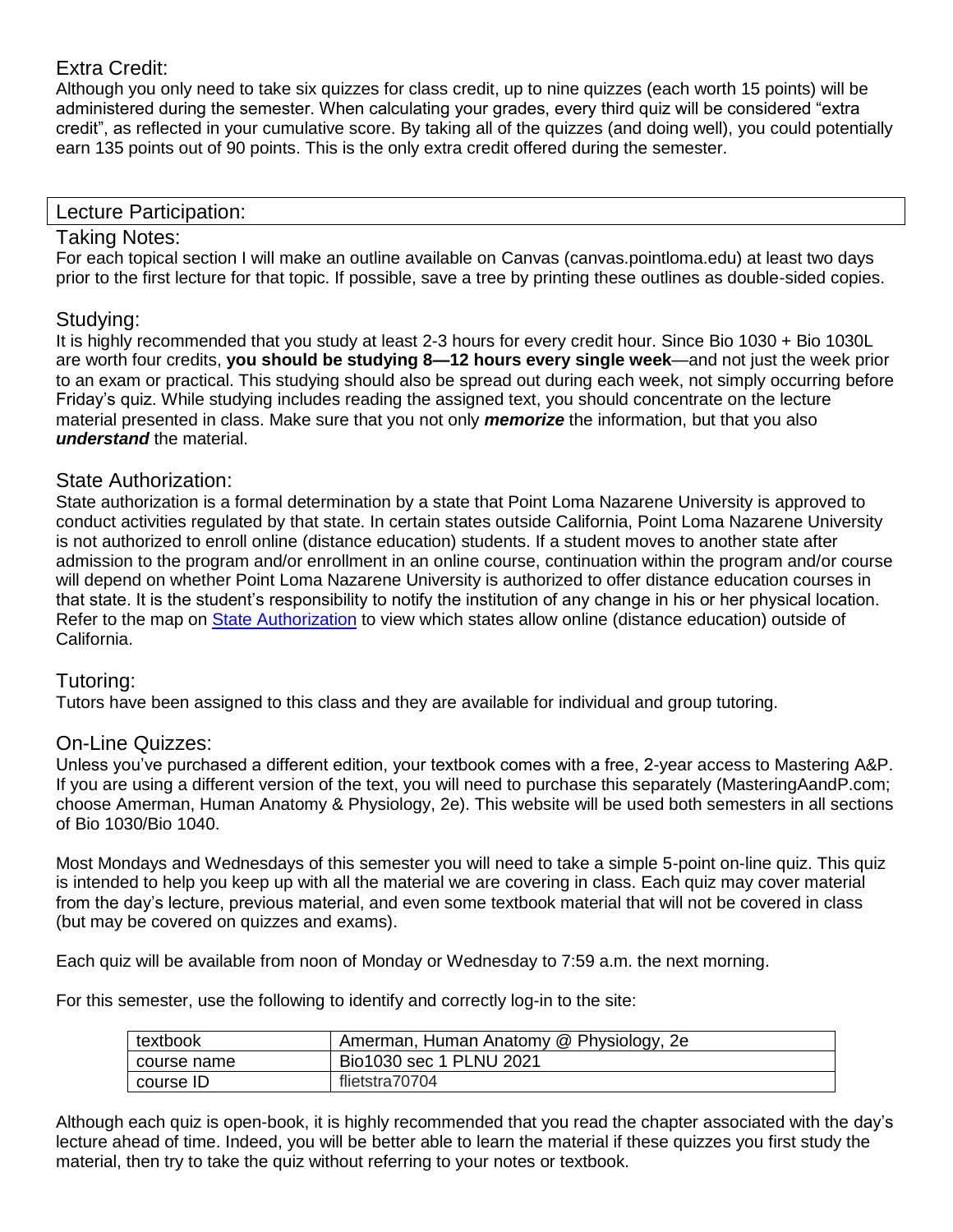## Extra Credit:

Although you only need to take six quizzes for class credit, up to nine quizzes (each worth 15 points) will be administered during the semester. When calculating your grades, every third quiz will be considered "extra credit", as reflected in your cumulative score. By taking all of the quizzes (and doing well), you could potentially earn 135 points out of 90 points. This is the only extra credit offered during the semester.

# Lecture Participation:

## Taking Notes:

For each topical section I will make an outline available on Canvas (canvas.pointloma.edu) at least two days prior to the first lecture for that topic. If possible, save a tree by printing these outlines as double-sided copies.

## Studying:

It is highly recommended that you study at least 2-3 hours for every credit hour. Since Bio 1030 + Bio 1030L are worth four credits, **you should be studying 8—12 hours every single week**—and not just the week prior to an exam or practical. This studying should also be spread out during each week, not simply occurring before Friday's quiz. While studying includes reading the assigned text, you should concentrate on the lecture material presented in class. Make sure that you not only ***memorize*** the information, but that you also ***understand*** the material.

## State Authorization:

State authorization is a formal determination by a state that Point Loma Nazarene University is approved to conduct activities regulated by that state. In certain states outside California, Point Loma Nazarene University is not authorized to enroll online (distance education) students. If a student moves to another state after admission to the program and/or enrollment in an online course, continuation within the program and/or course will depend on whether Point Loma Nazarene University is authorized to offer distance education courses in that state. It is the student's responsibility to notify the institution of any change in his or her physical location. Refer to the map on State Authorization to view which states allow online (distance education) outside of California.

## Tutoring:

Tutors have been assigned to this class and they are available for individual and group tutoring.

## On-Line Quizzes:

Unless you've purchased a different edition, your textbook comes with a free, 2-year access to Mastering A&P. If you are using a different version of the text, you will need to purchase this separately (MasteringAandP.com; choose Amerman, Human Anatomy & Physiology, 2e). This website will be used both semesters in all sections of Bio 1030/Bio 1040.

Most Mondays and Wednesdays of this semester you will need to take a simple 5-point on-line quiz. This quiz is intended to help you keep up with all the material we are covering in class. Each quiz may cover material from the day's lecture, previous material, and even some textbook material that will not be covered in class (but may be covered on quizzes and exams).

Each quiz will be available from noon of Monday or Wednesday to 7:59 a.m. the next morning.

For this semester, use the following to identify and correctly log-in to the site:

| textbook | Amerman, Human Anatomy @ Physiology, 2e |
|---|---|
| course name | Bio1030 sec 1 PLNU 2021 |
| course ID | flietstra70704 |

Although each quiz is open-book, it is highly recommended that you read the chapter associated with the day's lecture ahead of time. Indeed, you will be better able to learn the material if these quizzes you first study the material, then try to take the quiz without referring to your notes or textbook.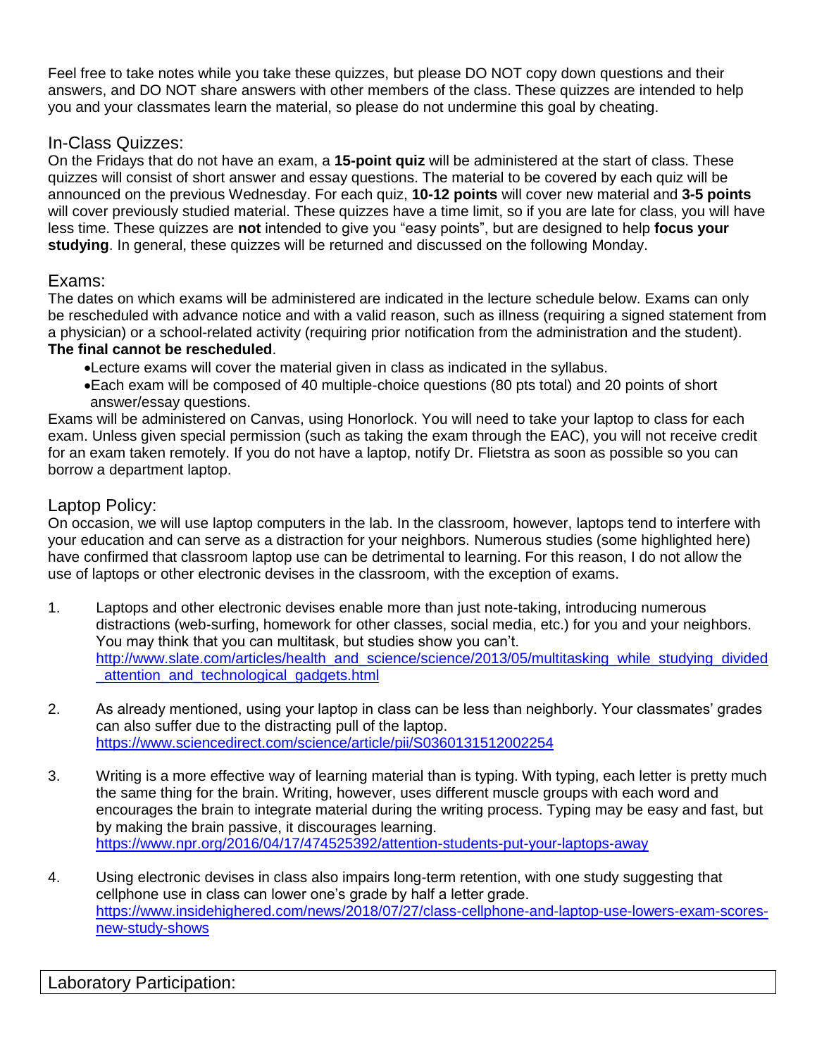Feel free to take notes while you take these quizzes, but please DO NOT copy down questions and their answers, and DO NOT share answers with other members of the class. These quizzes are intended to help you and your classmates learn the material, so please do not undermine this goal by cheating.

## In-Class Quizzes:

On the Fridays that do not have an exam, a **15-point quiz** will be administered at the start of class. These quizzes will consist of short answer and essay questions. The material to be covered by each quiz will be announced on the previous Wednesday. For each quiz, **10-12 points** will cover new material and **3-5 points** will cover previously studied material. These quizzes have a time limit, so if you are late for class, you will have less time. These quizzes are **not** intended to give you "easy points", but are designed to help **focus your studying**. In general, these quizzes will be returned and discussed on the following Monday.

## Exams:

The dates on which exams will be administered are indicated in the lecture schedule below. Exams can only be rescheduled with advance notice and with a valid reason, such as illness (requiring a signed statement from a physician) or a school-related activity (requiring prior notification from the administration and the student). **The final cannot be rescheduled**.

- Lecture exams will cover the material given in class as indicated in the syllabus.
- Each exam will be composed of 40 multiple-choice questions (80 pts total) and 20 points of short answer/essay questions.

Exams will be administered on Canvas, using Honorlock. You will need to take your laptop to class for each exam. Unless given special permission (such as taking the exam through the EAC), you will not receive credit for an exam taken remotely. If you do not have a laptop, notify Dr. Flietstra as soon as possible so you can borrow a department laptop.

## Laptop Policy:

On occasion, we will use laptop computers in the lab. In the classroom, however, laptops tend to interfere with your education and can serve as a distraction for your neighbors. Numerous studies (some highlighted here) have confirmed that classroom laptop use can be detrimental to learning. For this reason, I do not allow the use of laptops or other electronic devises in the classroom, with the exception of exams.

1. Laptops and other electronic devises enable more than just note-taking, introducing numerous distractions (web-surfing, homework for other classes, social media, etc.) for you and your neighbors. You may think that you can multitask, but studies show you can't.
   http://www.slate.com/articles/health_and_science/science/2013/05/multitasking_while_studying_divided_attention_and_technological_gadgets.html

2. As already mentioned, using your laptop in class can be less than neighborly. Your classmates' grades can also suffer due to the distracting pull of the laptop.
   https://www.sciencedirect.com/science/article/pii/S0360131512002254

3. Writing is a more effective way of learning material than is typing. With typing, each letter is pretty much the same thing for the brain. Writing, however, uses different muscle groups with each word and encourages the brain to integrate material during the writing process. Typing may be easy and fast, but by making the brain passive, it discourages learning.
   https://www.npr.org/2016/04/17/474525392/attention-students-put-your-laptops-away

4. Using electronic devises in class also impairs long-term retention, with one study suggesting that cellphone use in class can lower one's grade by half a letter grade.
   https://www.insidehighered.com/news/2018/07/27/class-cellphone-and-laptop-use-lowers-exam-scores-new-study-shows

## Laboratory Participation: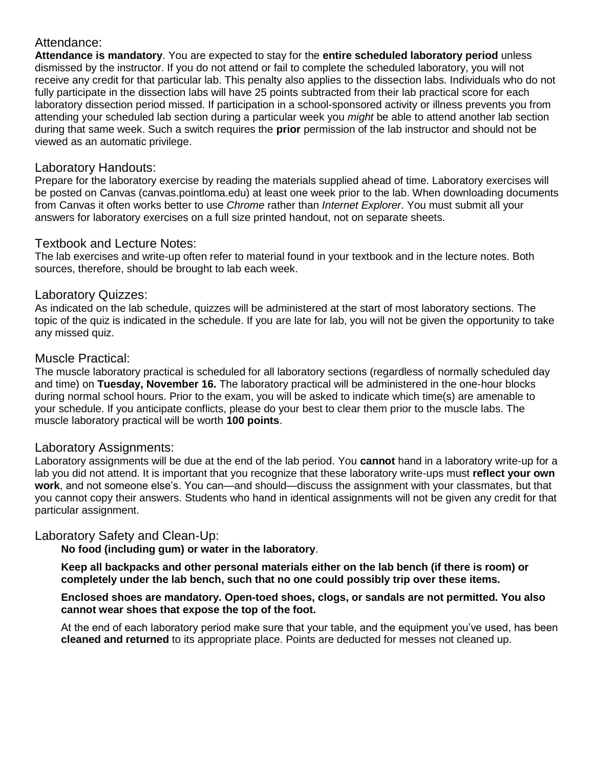## Attendance:

**Attendance is mandatory**. You are expected to stay for the **entire scheduled laboratory period** unless dismissed by the instructor. If you do not attend or fail to complete the scheduled laboratory, you will not receive any credit for that particular lab. This penalty also applies to the dissection labs. Individuals who do not fully participate in the dissection labs will have 25 points subtracted from their lab practical score for each laboratory dissection period missed. If participation in a school-sponsored activity or illness prevents you from attending your scheduled lab section during a particular week you *might* be able to attend another lab section during that same week. Such a switch requires the **prior** permission of the lab instructor and should not be viewed as an automatic privilege.

## Laboratory Handouts:

Prepare for the laboratory exercise by reading the materials supplied ahead of time. Laboratory exercises will be posted on Canvas (canvas.pointloma.edu) at least one week prior to the lab. When downloading documents from Canvas it often works better to use *Chrome* rather than *Internet Explorer*. You must submit all your answers for laboratory exercises on a full size printed handout, not on separate sheets.

## Textbook and Lecture Notes:

The lab exercises and write-up often refer to material found in your textbook and in the lecture notes. Both sources, therefore, should be brought to lab each week.

## Laboratory Quizzes:

As indicated on the lab schedule, quizzes will be administered at the start of most laboratory sections. The topic of the quiz is indicated in the schedule. If you are late for lab, you will not be given the opportunity to take any missed quiz.

## Muscle Practical:

The muscle laboratory practical is scheduled for all laboratory sections (regardless of normally scheduled day and time) on **Tuesday, November 16.** The laboratory practical will be administered in the one-hour blocks during normal school hours. Prior to the exam, you will be asked to indicate which time(s) are amenable to your schedule. If you anticipate conflicts, please do your best to clear them prior to the muscle labs. The muscle laboratory practical will be worth **100 points**.

## Laboratory Assignments:

Laboratory assignments will be due at the end of the lab period. You **cannot** hand in a laboratory write-up for a lab you did not attend. It is important that you recognize that these laboratory write-ups must **reflect your own work**, and not someone else's. You can—and should—discuss the assignment with your classmates, but that you cannot copy their answers. Students who hand in identical assignments will not be given any credit for that particular assignment.

## Laboratory Safety and Clean-Up:

**No food (including gum) or water in the laboratory**.

**Keep all backpacks and other personal materials either on the lab bench (if there is room) or completely under the lab bench, such that no one could possibly trip over these items.**

**Enclosed shoes are mandatory. Open-toed shoes, clogs, or sandals are not permitted. You also cannot wear shoes that expose the top of the foot.**

At the end of each laboratory period make sure that your table, and the equipment you've used, has been **cleaned and returned** to its appropriate place. Points are deducted for messes not cleaned up.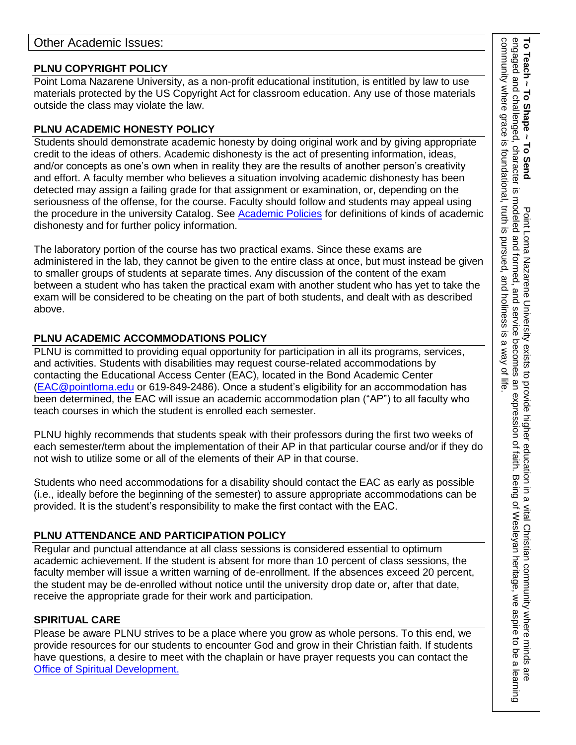## Other Academic Issues:

### PLNU COPYRIGHT POLICY

Point Loma Nazarene University, as a non-profit educational institution, is entitled by law to use materials protected by the US Copyright Act for classroom education. Any use of those materials outside the class may violate the law.

### PLNU ACADEMIC HONESTY POLICY

Students should demonstrate academic honesty by doing original work and by giving appropriate credit to the ideas of others. Academic dishonesty is the act of presenting information, ideas, and/or concepts as one's own when in reality they are the results of another person's creativity and effort. A faculty member who believes a situation involving academic dishonesty has been detected may assign a failing grade for that assignment or examination, or, depending on the seriousness of the offense, for the course. Faculty should follow and students may appeal using the procedure in the university Catalog. See Academic Policies for definitions of kinds of academic dishonesty and for further policy information.

The laboratory portion of the course has two practical exams. Since these exams are administered in the lab, they cannot be given to the entire class at once, but must instead be given to smaller groups of students at separate times. Any discussion of the content of the exam between a student who has taken the practical exam with another student who has yet to take the exam will be considered to be cheating on the part of both students, and dealt with as described above.

### PLNU ACADEMIC ACCOMMODATIONS POLICY

PLNU is committed to providing equal opportunity for participation in all its programs, services, and activities. Students with disabilities may request course-related accommodations by contacting the Educational Access Center (EAC), located in the Bond Academic Center (EAC@pointloma.edu or 619-849-2486). Once a student's eligibility for an accommodation has been determined, the EAC will issue an academic accommodation plan ("AP") to all faculty who teach courses in which the student is enrolled each semester.

PLNU highly recommends that students speak with their professors during the first two weeks of each semester/term about the implementation of their AP in that particular course and/or if they do not wish to utilize some or all of the elements of their AP in that course.

Students who need accommodations for a disability should contact the EAC as early as possible (i.e., ideally before the beginning of the semester) to assure appropriate accommodations can be provided. It is the student's responsibility to make the first contact with the EAC.

### PLNU ATTENDANCE AND PARTICIPATION POLICY

Regular and punctual attendance at all class sessions is considered essential to optimum academic achievement. If the student is absent for more than 10 percent of class sessions, the faculty member will issue a written warning of de-enrollment. If the absences exceed 20 percent, the student may be de-enrolled without notice until the university drop date or, after that date, receive the appropriate grade for their work and participation.

### SPIRITUAL CARE

Please be aware PLNU strives to be a place where you grow as whole persons. To this end, we provide resources for our students to encounter God and grow in their Christian faith. If students have questions, a desire to meet with the chaplain or have prayer requests you can contact the Office of Spiritual Development.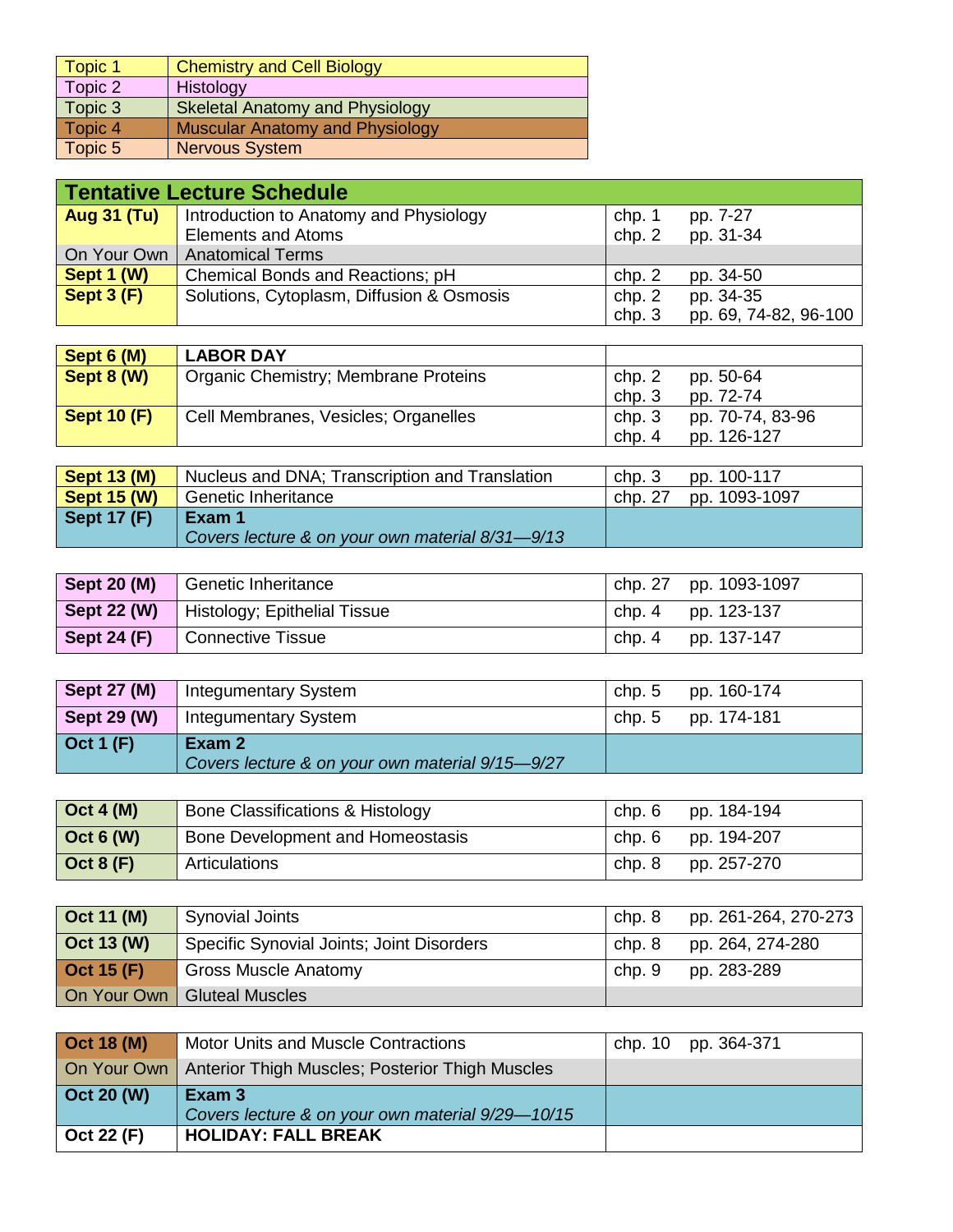| Topic | Title |
|---|---|
| Topic 1 | Chemistry and Cell Biology |
| Topic 2 | Histology |
| Topic 3 | Skeletal Anatomy and Physiology |
| Topic 4 | Muscular Anatomy and Physiology |
| Topic 5 | Nervous System |

## Tentative Lecture Schedule

| Date | Topic | Chapter | Pages |
|---|---|---|---|
| **Aug 31 (Tu)** | Introduction to Anatomy and Physiology<br>Elements and Atoms | chp. 1<br>chp. 2 | pp. 7-27<br>pp. 31-34 |
| On Your Own | Anatomical Terms | | |
| **Sept 1 (W)** | Chemical Bonds and Reactions; pH | chp. 2 | pp. 34-50 |
| **Sept 3 (F)** | Solutions, Cytoplasm, Diffusion & Osmosis | chp. 2<br>chp. 3 | pp. 34-35<br>pp. 69, 74-82, 96-100 |

| Date | Topic | Chapter | Pages |
|---|---|---|---|
| **Sept 6 (M)** | **LABOR DAY** | | |
| **Sept 8 (W)** | Organic Chemistry; Membrane Proteins | chp. 2<br>chp. 3 | pp. 50-64<br>pp. 72-74 |
| **Sept 10 (F)** | Cell Membranes, Vesicles; Organelles | chp. 3<br>chp. 4 | pp. 70-74, 83-96<br>pp. 126-127 |

| Date | Topic | Chapter | Pages |
|---|---|---|---|
| **Sept 13 (M)** | Nucleus and DNA; Transcription and Translation | chp. 3 | pp. 100-117 |
| **Sept 15 (W)** | Genetic Inheritance | chp. 27 | pp. 1093-1097 |
| **Sept 17 (F)** | **Exam 1**<br>*Covers lecture & on your own material 8/31—9/13* | | |

| Date | Topic | Chapter | Pages |
|---|---|---|---|
| **Sept 20 (M)** | Genetic Inheritance | chp. 27 | pp. 1093-1097 |
| **Sept 22 (W)** | Histology; Epithelial Tissue | chp. 4 | pp. 123-137 |
| **Sept 24 (F)** | Connective Tissue | chp. 4 | pp. 137-147 |

| Date | Topic | Chapter | Pages |
|---|---|---|---|
| **Sept 27 (M)** | Integumentary System | chp. 5 | pp. 160-174 |
| **Sept 29 (W)** | Integumentary System | chp. 5 | pp. 174-181 |
| **Oct 1 (F)** | **Exam 2**<br>*Covers lecture & on your own material 9/15—9/27* | | |

| Date | Topic | Chapter | Pages |
|---|---|---|---|
| **Oct 4 (M)** | Bone Classifications & Histology | chp. 6 | pp. 184-194 |
| **Oct 6 (W)** | Bone Development and Homeostasis | chp. 6 | pp. 194-207 |
| **Oct 8 (F)** | Articulations | chp. 8 | pp. 257-270 |

| Date | Topic | Chapter | Pages |
|---|---|---|---|
| **Oct 11 (M)** | Synovial Joints | chp. 8 | pp. 261-264, 270-273 |
| **Oct 13 (W)** | Specific Synovial Joints; Joint Disorders | chp. 8 | pp. 264, 274-280 |
| **Oct 15 (F)** | Gross Muscle Anatomy | chp. 9 | pp. 283-289 |
| On Your Own | Gluteal Muscles | | |

| Date | Topic | Chapter | Pages |
|---|---|---|---|
| **Oct 18 (M)** | Motor Units and Muscle Contractions | chp. 10 | pp. 364-371 |
| On Your Own | Anterior Thigh Muscles; Posterior Thigh Muscles | | |
| **Oct 20 (W)** | **Exam 3**<br>*Covers lecture & on your own material 9/29—10/15* | | |
| **Oct 22 (F)** | **HOLIDAY: FALL BREAK** | | |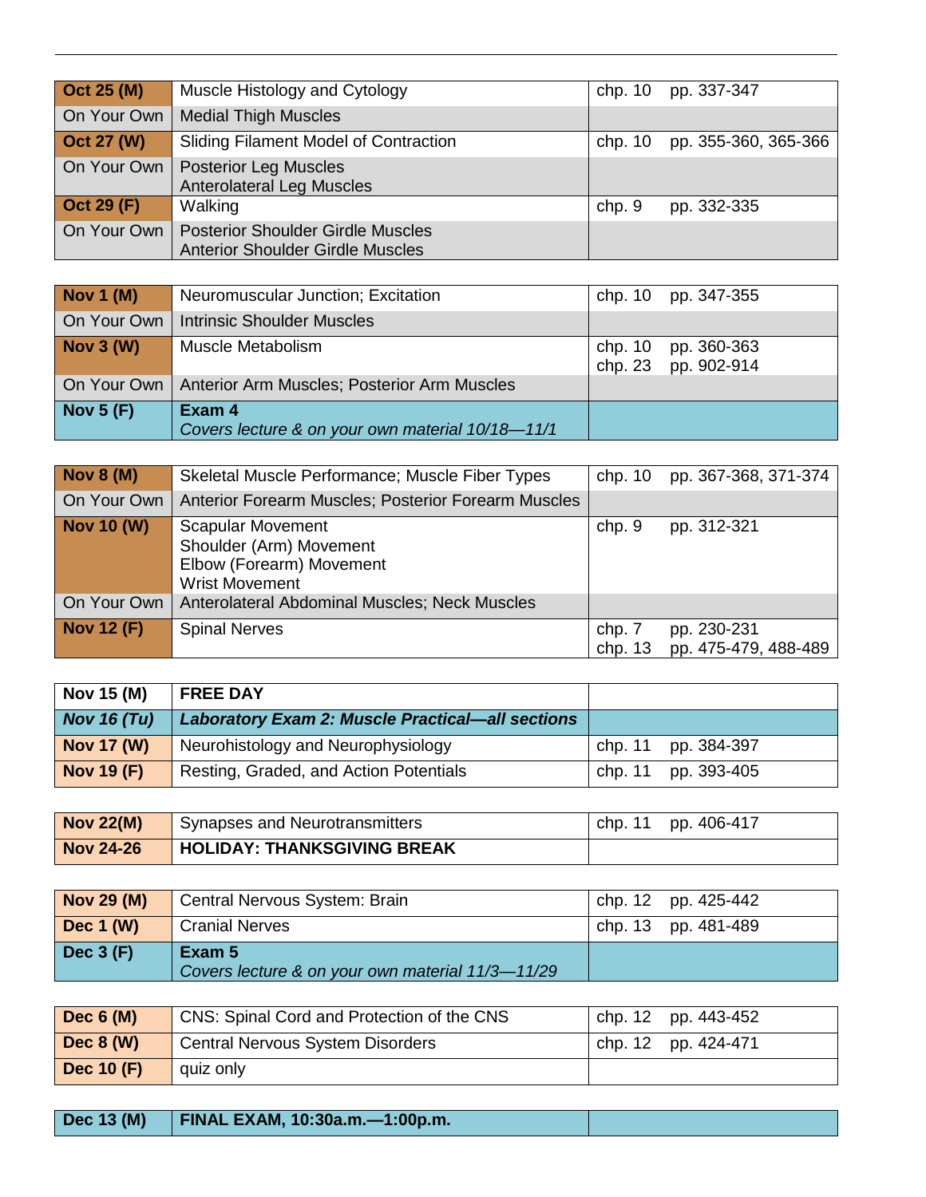| | | | |
|---|---|---|---|
| **Oct 25 (M)** | Muscle Histology and Cytology | chp. 10 | pp. 337-347 |
| On Your Own | Medial Thigh Muscles | | |
| **Oct 27 (W)** | Sliding Filament Model of Contraction | chp. 10 | pp. 355-360, 365-366 |
| On Your Own | Posterior Leg Muscles<br>Anterolateral Leg Muscles | | |
| **Oct 29 (F)** | Walking | chp. 9 | pp. 332-335 |
| On Your Own | Posterior Shoulder Girdle Muscles<br>Anterior Shoulder Girdle Muscles | | |

| | | | |
|---|---|---|---|
| **Nov 1 (M)** | Neuromuscular Junction; Excitation | chp. 10 | pp. 347-355 |
| On Your Own | Intrinsic Shoulder Muscles | | |
| **Nov 3 (W)** | Muscle Metabolism | chp. 10<br>chp. 23 | pp. 360-363<br>pp. 902-914 |
| On Your Own | Anterior Arm Muscles; Posterior Arm Muscles | | |
| **Nov 5 (F)** | **Exam 4**<br>*Covers lecture & on your own material 10/18—11/1* | | |

| | | | |
|---|---|---|---|
| **Nov 8 (M)** | Skeletal Muscle Performance; Muscle Fiber Types | chp. 10 | pp. 367-368, 371-374 |
| On Your Own | Anterior Forearm Muscles; Posterior Forearm Muscles | | |
| **Nov 10 (W)** | Scapular Movement<br>Shoulder (Arm) Movement<br>Elbow (Forearm) Movement<br>Wrist Movement | chp. 9 | pp. 312-321 |
| On Your Own | Anterolateral Abdominal Muscles; Neck Muscles | | |
| **Nov 12 (F)** | Spinal Nerves | chp. 7<br>chp. 13 | pp. 230-231<br>pp. 475-479, 488-489 |

| | | | |
|---|---|---|---|
| **Nov 15 (M)** | **FREE DAY** | | |
| ***Nov 16 (Tu)*** | ***Laboratory Exam 2: Muscle Practical—all sections*** | | |
| **Nov 17 (W)** | Neurohistology and Neurophysiology | chp. 11 | pp. 384-397 |
| **Nov 19 (F)** | Resting, Graded, and Action Potentials | chp. 11 | pp. 393-405 |

| | | | |
|---|---|---|---|
| **Nov 22(M)** | Synapses and Neurotransmitters | chp. 11 | pp. 406-417 |
| **Nov 24-26** | **HOLIDAY: THANKSGIVING BREAK** | | |

| | | | |
|---|---|---|---|
| **Nov 29 (M)** | Central Nervous System: Brain | chp. 12 | pp. 425-442 |
| **Dec 1 (W)** | Cranial Nerves | chp. 13 | pp. 481-489 |
| **Dec 3 (F)** | **Exam 5**<br>*Covers lecture & on your own material 11/3—11/29* | | |

| | | | |
|---|---|---|---|
| **Dec 6 (M)** | CNS: Spinal Cord and Protection of the CNS | chp. 12 | pp. 443-452 |
| **Dec 8 (W)** | Central Nervous System Disorders | chp. 12 | pp. 424-471 |
| **Dec 10 (F)** | quiz only | | |

| | | | |
|---|---|---|---|
| **Dec 13 (M)** | **FINAL EXAM, 10:30a.m.—1:00p.m.** | | |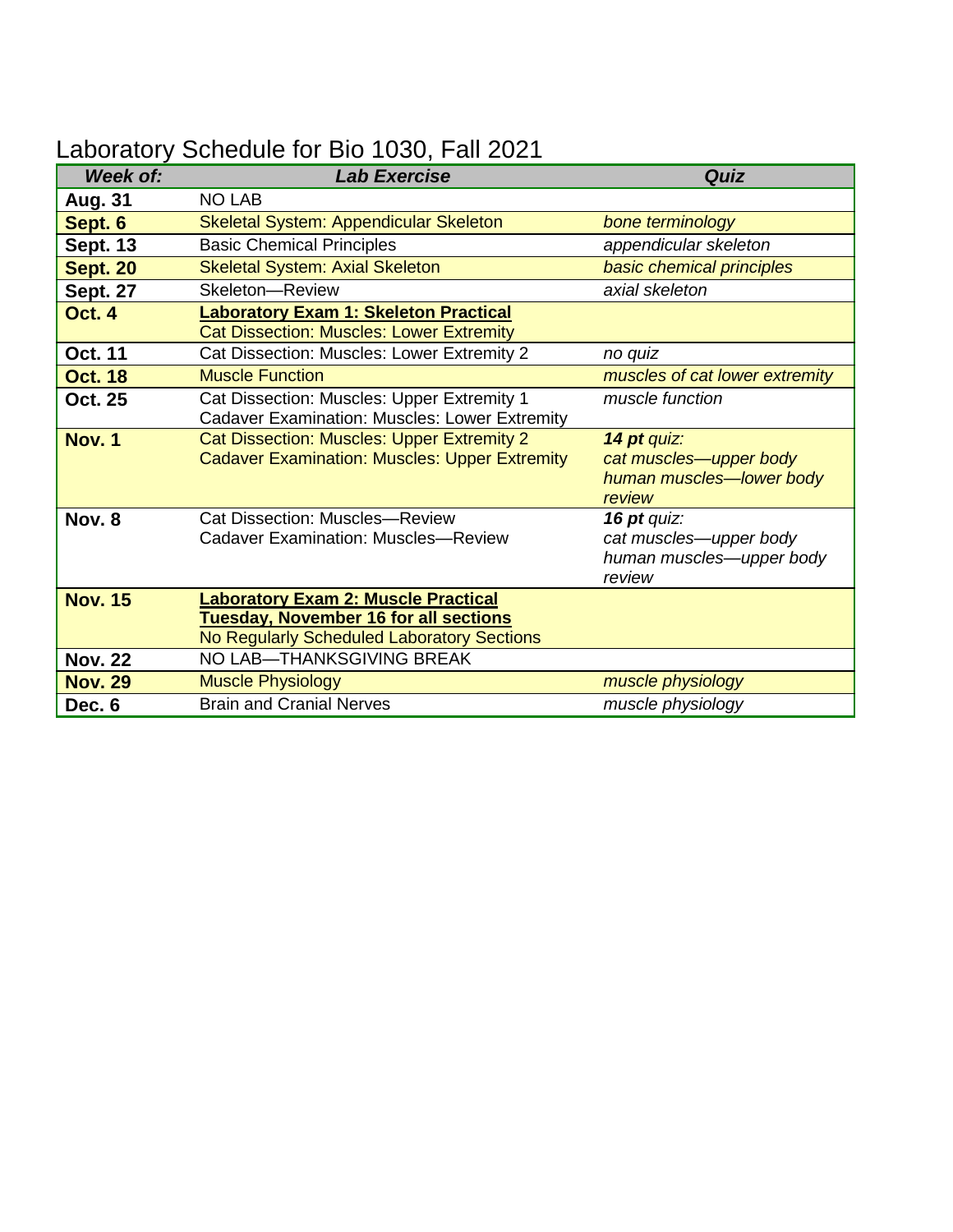# Laboratory Schedule for Bio 1030, Fall 2021

| ***Week of:*** | ***Lab Exercise*** | ***Quiz*** |
| --- | --- | --- |
| **Aug. 31** | NO LAB | |
| **Sept. 6** | Skeletal System: Appendicular Skeleton | *bone terminology* |
| **Sept. 13** | Basic Chemical Principles | *appendicular skeleton* |
| **Sept. 20** | Skeletal System: Axial Skeleton | *basic chemical principles* |
| **Sept. 27** | Skeleton—Review | *axial skeleton* |
| **Oct. 4** | **Laboratory Exam 1: Skeleton Practical**<br>Cat Dissection: Muscles: Lower Extremity | |
| **Oct. 11** | Cat Dissection: Muscles: Lower Extremity 2 | *no quiz* |
| **Oct. 18** | Muscle Function | *muscles of cat lower extremity* |
| **Oct. 25** | Cat Dissection: Muscles: Upper Extremity 1<br>Cadaver Examination: Muscles: Lower Extremity | *muscle function* |
| **Nov. 1** | Cat Dissection: Muscles: Upper Extremity 2<br>Cadaver Examination: Muscles: Upper Extremity | ***14 pt** quiz:*<br>*cat muscles—upper body*<br>*human muscles—lower body*<br>*review* |
| **Nov. 8** | Cat Dissection: Muscles—Review<br>Cadaver Examination: Muscles—Review | ***16 pt** quiz:*<br>*cat muscles—upper body*<br>*human muscles—upper body*<br>*review* |
| **Nov. 15** | **Laboratory Exam 2: Muscle Practical**<br>**Tuesday, November 16 for all sections**<br>No Regularly Scheduled Laboratory Sections | |
| **Nov. 22** | NO LAB—THANKSGIVING BREAK | |
| **Nov. 29** | Muscle Physiology | *muscle physiology* |
| **Dec. 6** | Brain and Cranial Nerves | *muscle physiology* |